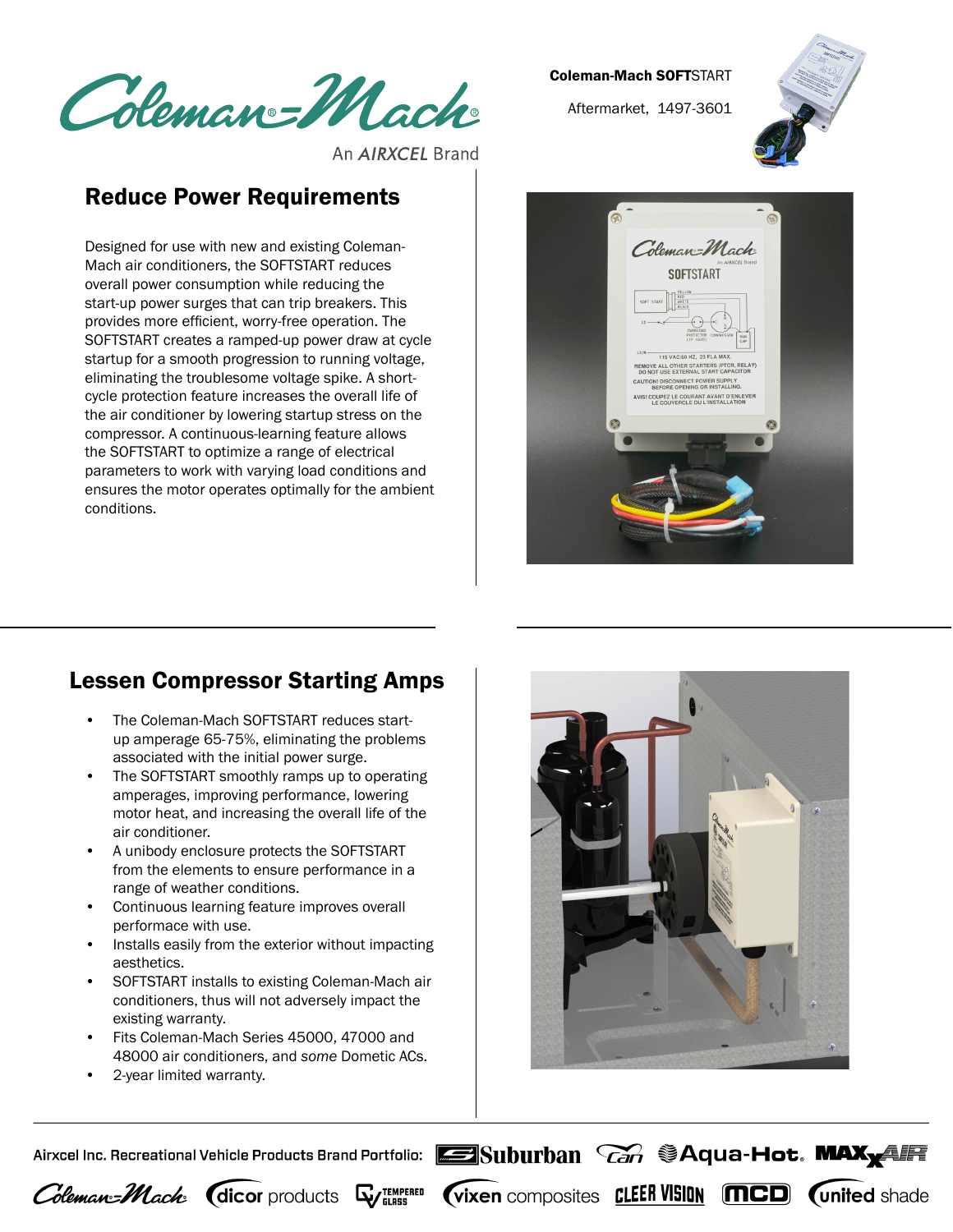Coleman-Mach

An AIRXCEL Brand

**Coleman-Mach SOFTSTART**

Aftermarket, 1497-3601

## Reduce Power Requirements

Designed for use with new and existing Coleman-Mach air conditioners, the SOFTSTART reduces overall power consumption while reducing the start-up power surges that can trip breakers. This provides more efficient, worry-free operation. The SOFTSTART creates a ramped-up power draw at cycle startup for a smooth progression to running voltage, eliminating the troublesome voltage spike. A short-cycle protection feature increases the overall life of the air conditioner by lowering startup stress on the compressor. A continuous-learning feature allows the SOFTSTART to optimize a range of electrical parameters to work with varying load conditions and ensures the motor operates optimally for the ambient conditions.

## Lessen Compressor Starting Amps

- The Coleman-Mach SOFTSTART reduces start-up amperage 65-75%, eliminating the problems associated with the initial power surge.
- The SOFTSTART smoothly ramps up to operating amperages, improving performance, lowering motor heat, and increasing the overall life of the air conditioner.
- A unibody enclosure protects the SOFTSTART from the elements to ensure performance in a range of weather conditions.
- Continuous learning feature improves overall performance with use.
- Installs easily from the exterior without impacting aesthetics.
- SOFTSTART installs to existing Coleman-Mach air conditioners, thus will not adversely impact the existing warranty.
- Fits Coleman-Mach Series 45000, 47000 and 48000 air conditioners, and *some* Dometic ACs.
- 2-year limited warranty.

Airxcel Inc. Recreational Vehicle Products Brand Portfolio: Suburban, Can, Aqua-Hot, MaxxAir, Coleman-Mach, dicor products, Tempered Glass, vixen composites, Cleer Vision, MCD, united shade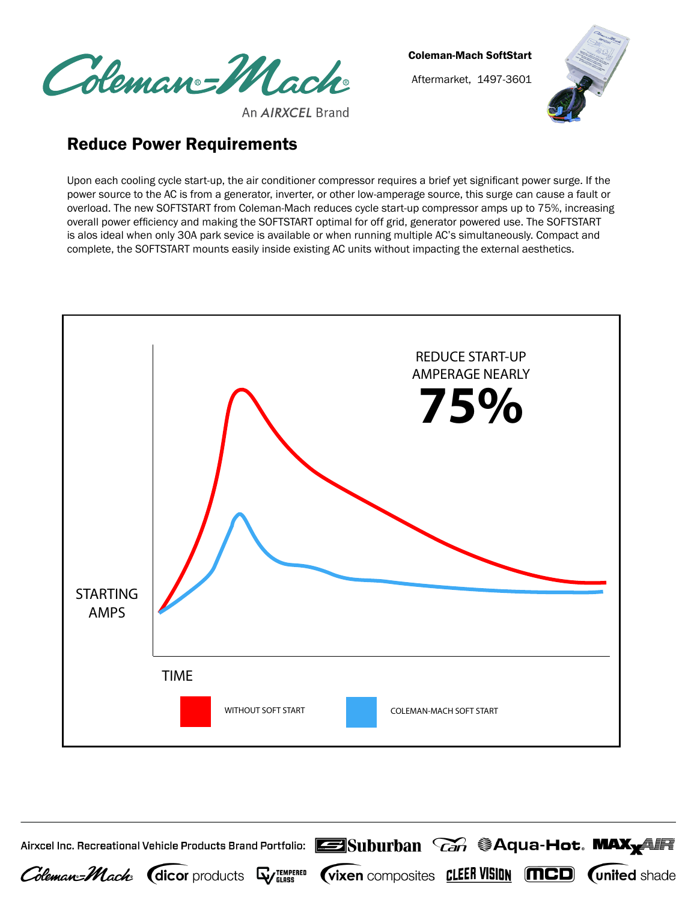Coleman-Mach

An AIRXCEL Brand

**Coleman-Mach SoftStart**

Aftermarket, 1497-3601

## Reduce Power Requirements

Upon each cooling cycle start-up, the air conditioner compressor requires a brief yet significant power surge. If the power source to the AC is from a generator, inverter, or other low-amperage source, this surge can cause a fault or overload. The new SOFTSTART from Coleman-Mach reduces cycle start-up compressor amps up to 75%, increasing overall power efficiency and making the SOFTSTART optimal for off grid, generator powered use. The SOFTSTART is alos ideal when only 30A park sevice is available or when running multiple AC's simultaneously. Compact and complete, the SOFTSTART mounts easily inside existing AC units without impacting the external aesthetics.

REDUCE START-UP AMPERAGE NEARLY

**75%**

STARTING AMPS

TIME

WITHOUT SOFT START

COLEMAN-MACH SOFT START

Airxcel Inc. Recreational Vehicle Products Brand Portfolio: Suburban, Can, Aqua-Hot, MAXxAIR, Coleman-Mach, dicor products, TEMPERED GLASS, vixen composites, CLEER VISION, MCD, united shade